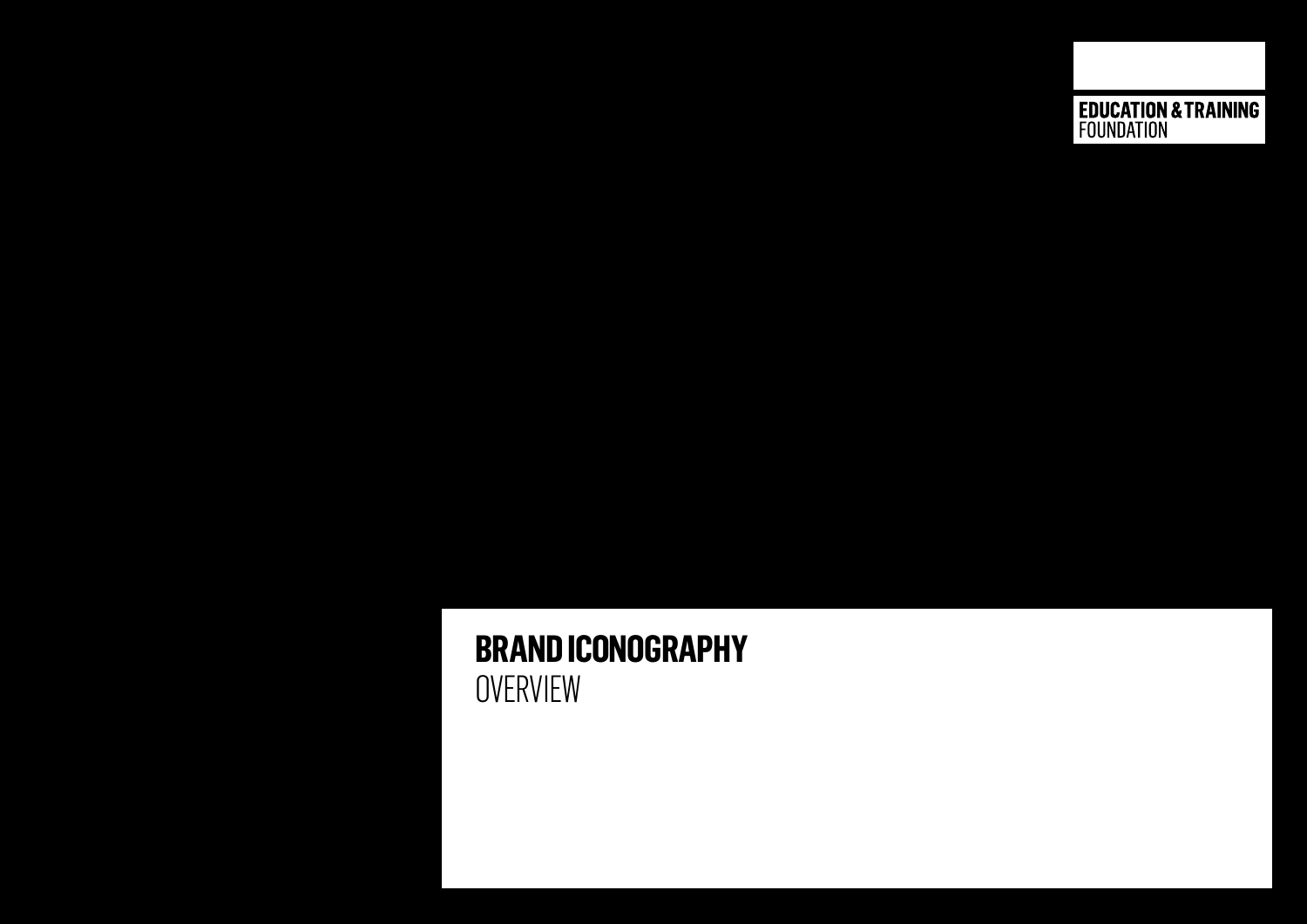EDUCATION & TRAINING
FOUNDATION

# BRAND ICONOGRAPHY

OVERVIEW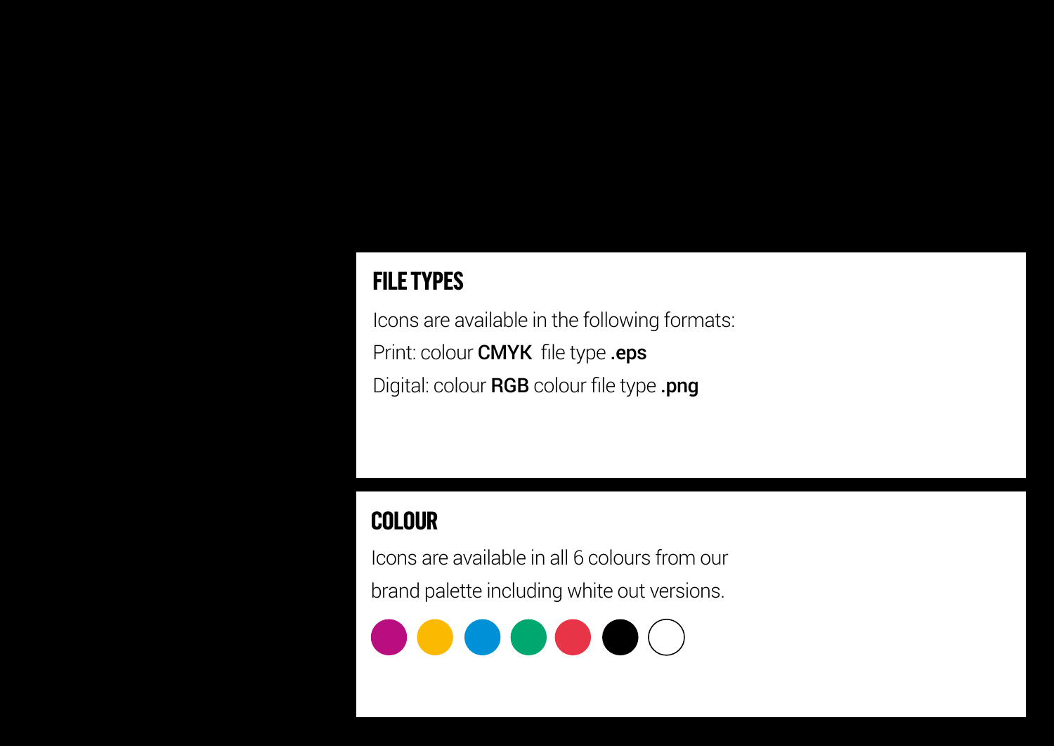## FILE TYPES

Icons are available in the following formats:

Print: colour **CMYK** file type **.eps**

Digital: colour **RGB** colour file type **.png**

## COLOUR

Icons are available in all 6 colours from our brand palette including white out versions.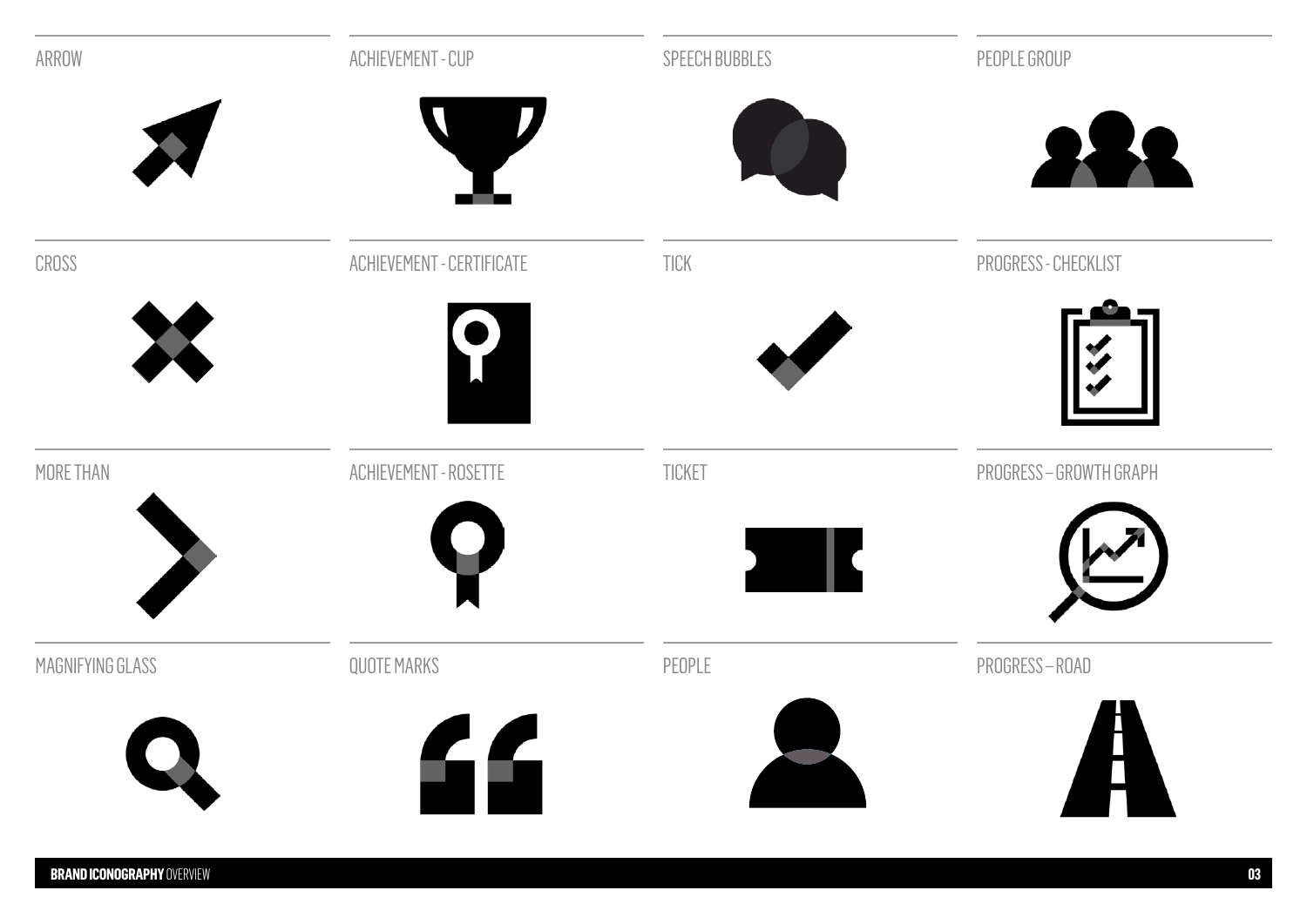ARROW

ACHIEVEMENT - CUP

SPEECH BUBBLES

PEOPLE GROUP

CROSS

ACHIEVEMENT - CERTIFICATE

TICK

PROGRESS - CHECKLIST

MORE THAN

ACHIEVEMENT - ROSETTE

TICKET

PROGRESS – GROWTH GRAPH

MAGNIFYING GLASS

QUOTE MARKS

PEOPLE

PROGRESS – ROAD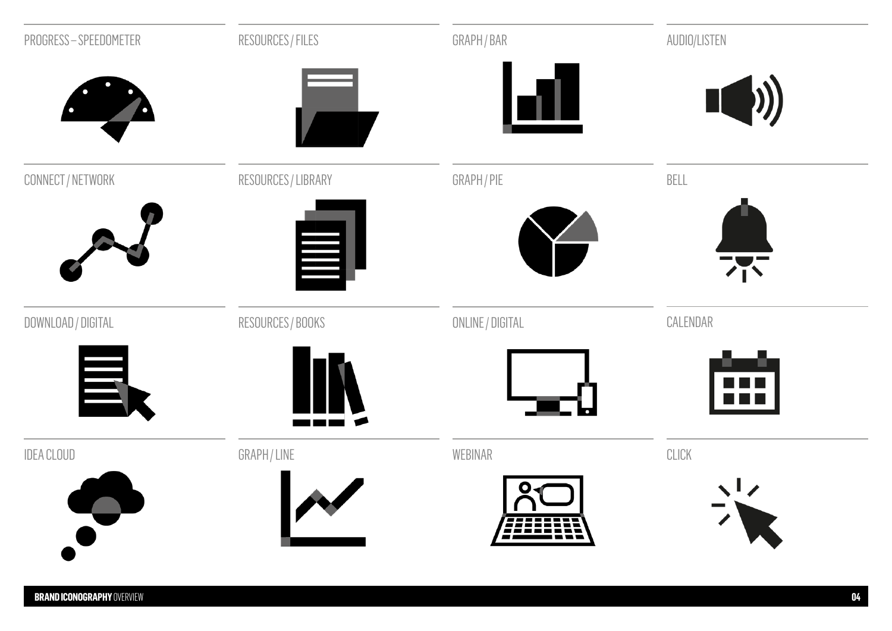PROGRESS – SPEEDOMETER

RESOURCES / FILES

GRAPH / BAR

AUDIO/LISTEN

CONNECT / NETWORK

RESOURCES / LIBRARY

GRAPH / PIE

BELL

DOWNLOAD / DIGITAL

RESOURCES / BOOKS

ONLINE / DIGITAL

CALENDAR

IDEA CLOUD

GRAPH / LINE

WEBINAR

CLICK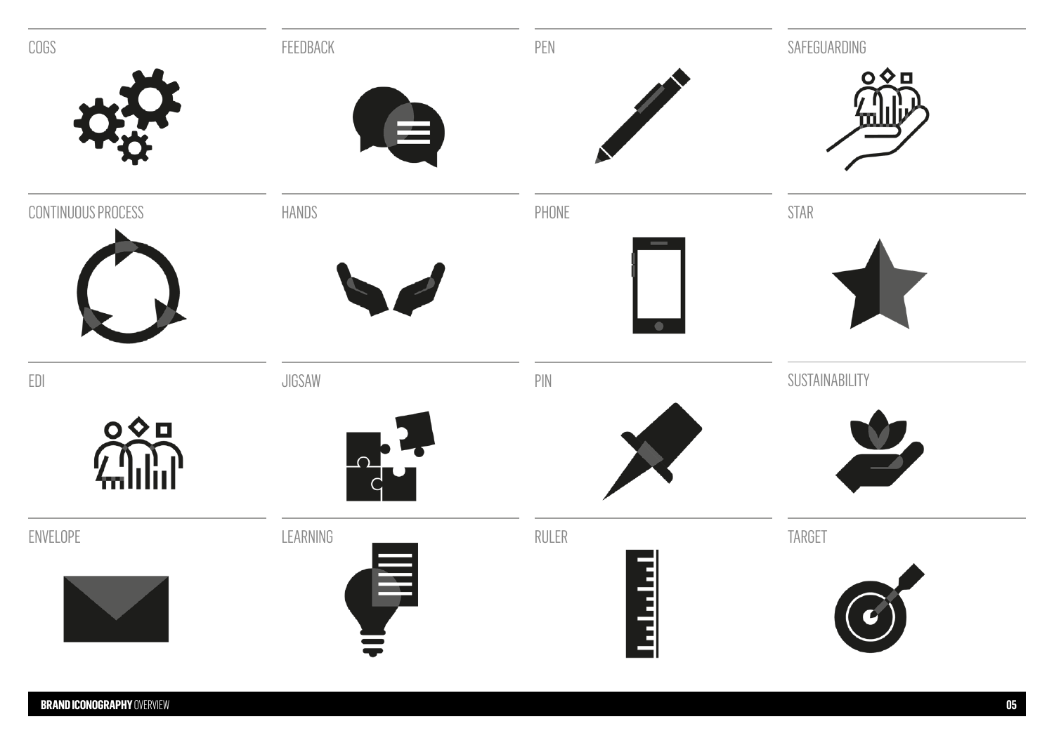COGS

FEEDBACK

PEN

SAFEGUARDING

CONTINUOUS PROCESS

HANDS

PHONE

STAR

EDI

JIGSAW

PIN

SUSTAINABILITY

ENVELOPE

LEARNING

RULER

TARGET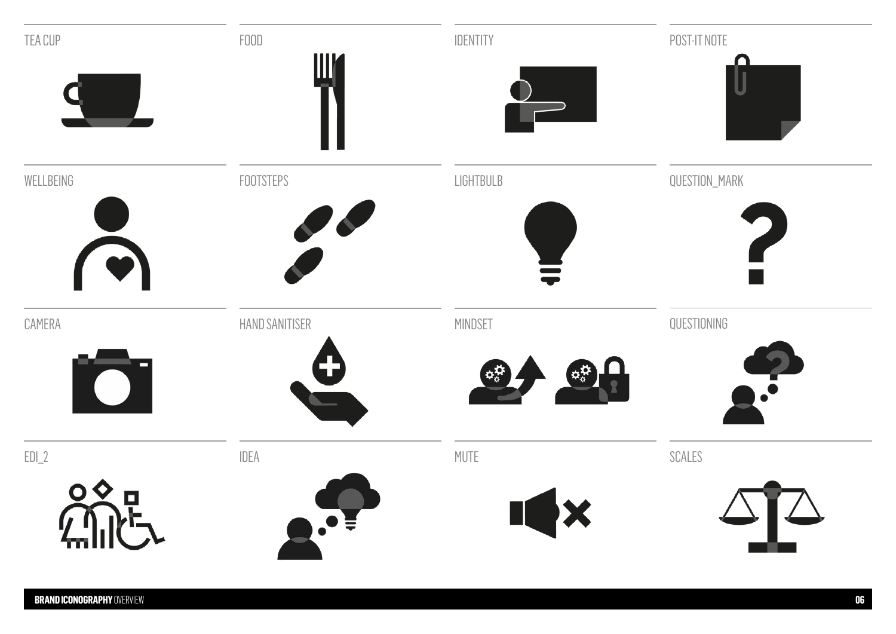TEA CUP

FOOD

IDENTITY

POST-IT NOTE

WELLBEING

FOOTSTEPS

LIGHTBULB

QUESTION_MARK

CAMERA

HAND SANITISER

MINDSET

QUESTIONING

EDI_2

IDEA

MUTE

SCALES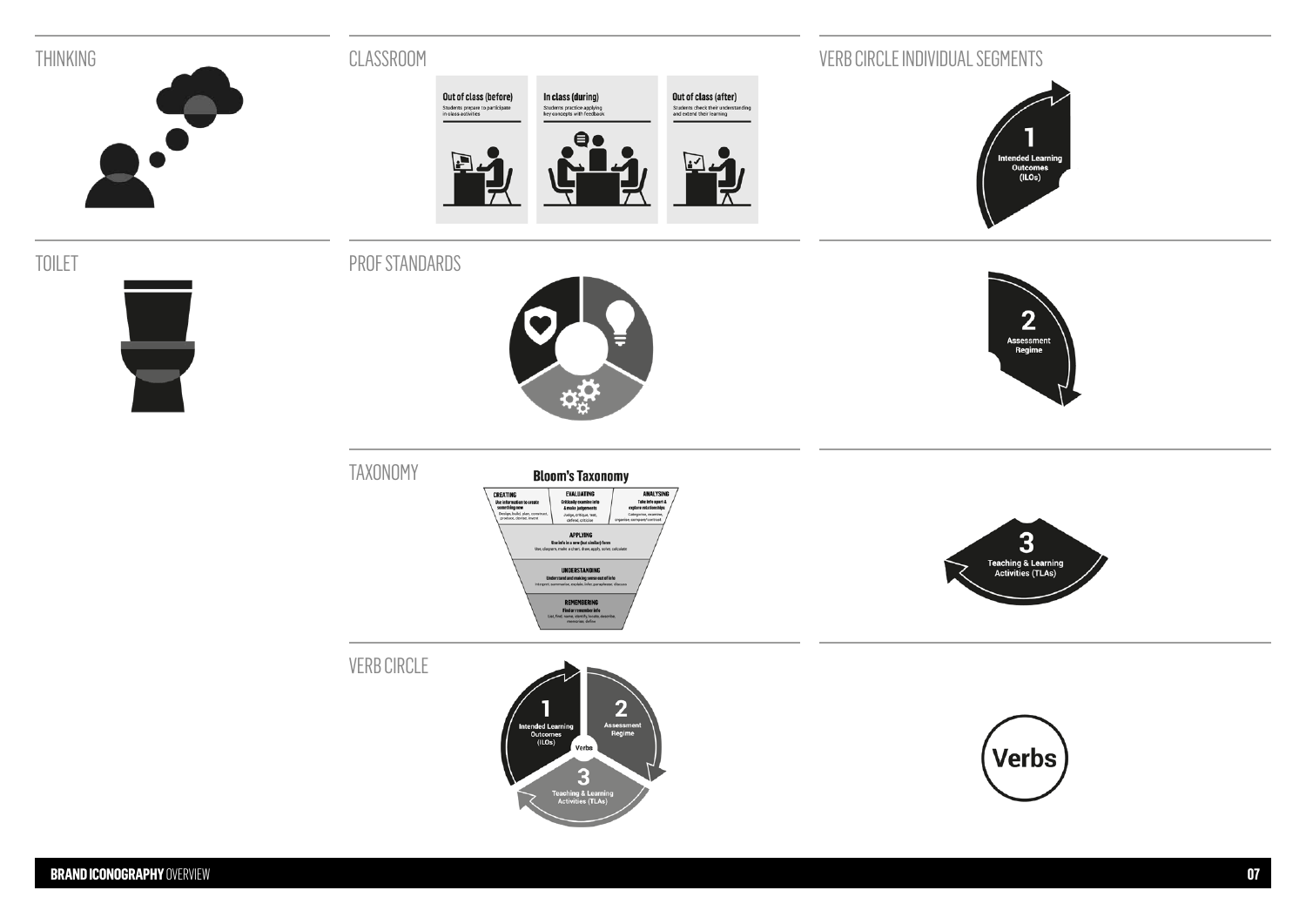## THINKING

## CLASSROOM

**Out of class (before)**
Students prepare to participate in class activities

**In class (during)**
Students practice applying key concepts with feedback

**Out of class (after)**
Students check their understanding and extend their learning

## VERB CIRCLE INDIVIDUAL SEGMENTS

1
Intended Learning Outcomes (ILOs)

## TOILET

## PROF STANDARDS

2
Assessment Regime

## TAXONOMY

**Bloom's Taxonomy**

**CREATING**
Use information to create something new
Design, build, plan, construct, produce, devise, invent

**EVALUATING**
Critically examine info & make judgements
Judge, critique, test, defend, criticise

**ANALYSING**
Take info apart & explore relationships
Categorise, examine, organise, compare/contrast

**APPLYING**
Use info in a new (but similar) form
Use, diagram, make a chart, draw, apply, solve, calculate

**UNDERSTANDING**
Understand and making sense out of info
Interpret, summarise, explain, infer, paraphrase, discuss

**REMEMBERING**
Find or remember info
List, find, name, identify, locate, describe, memorise, define

3
Teaching & Learning Activities (TLAs)

## VERB CIRCLE

1
Intended Learning Outcomes (ILOs)

2
Assessment Regime

Verbs

3
Teaching & Learning Activities (TLAs)

Verbs

**BRAND ICONOGRAPHY** OVERVIEW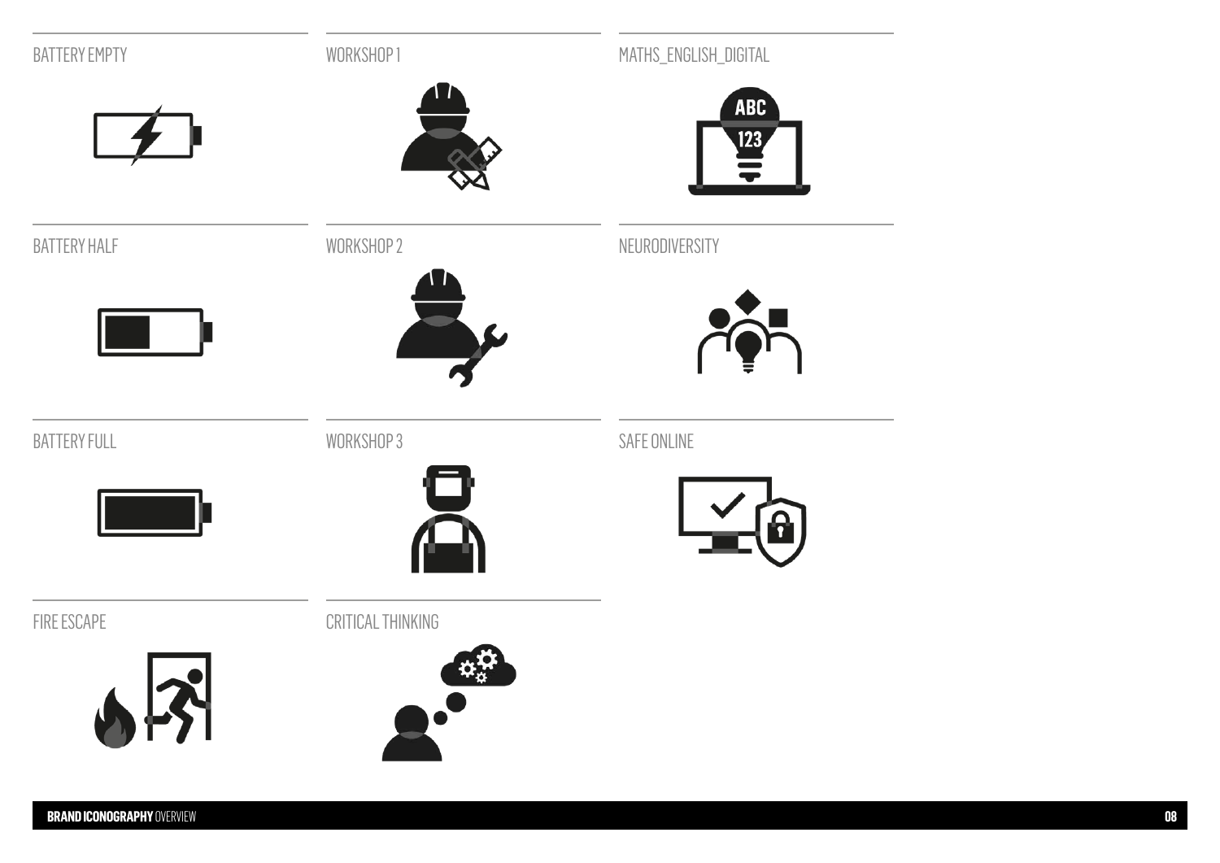BATTERY EMPTY

WORKSHOP 1

MATHS_ENGLISH_DIGITAL

BATTERY HALF

WORKSHOP 2

NEURODIVERSITY

BATTERY FULL

WORKSHOP 3

SAFE ONLINE

FIRE ESCAPE

CRITICAL THINKING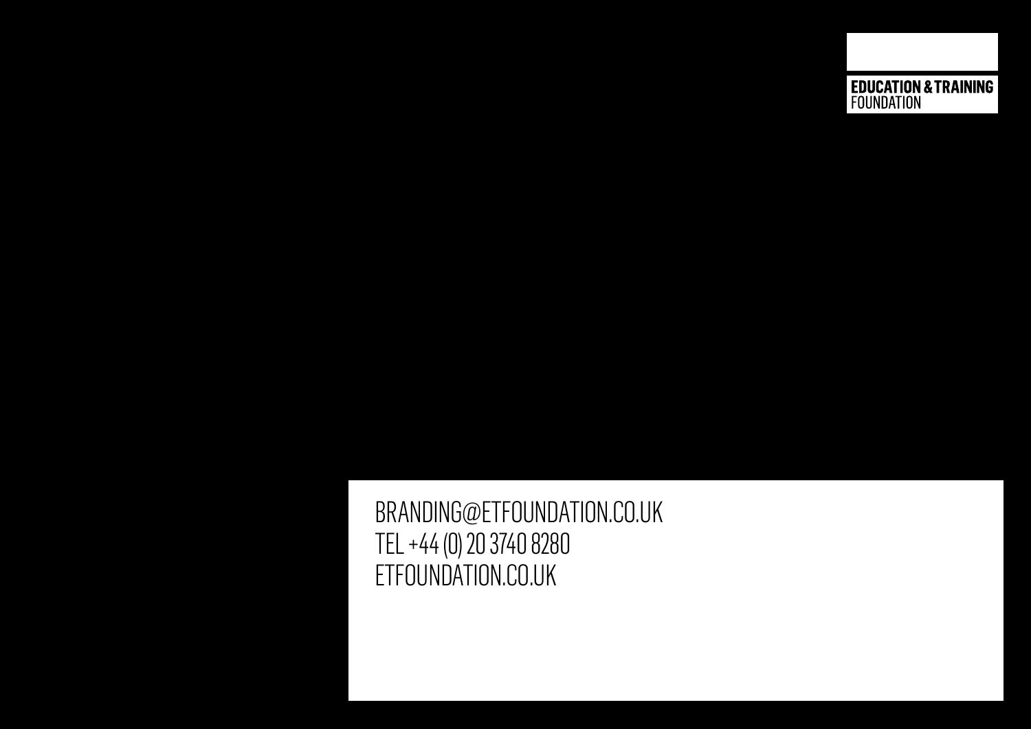EDUCATION & TRAINING
FOUNDATION

BRANDING@ETFOUNDATION.CO.UK
TEL +44 (0) 20 3740 8280
ETFOUNDATION.CO.UK